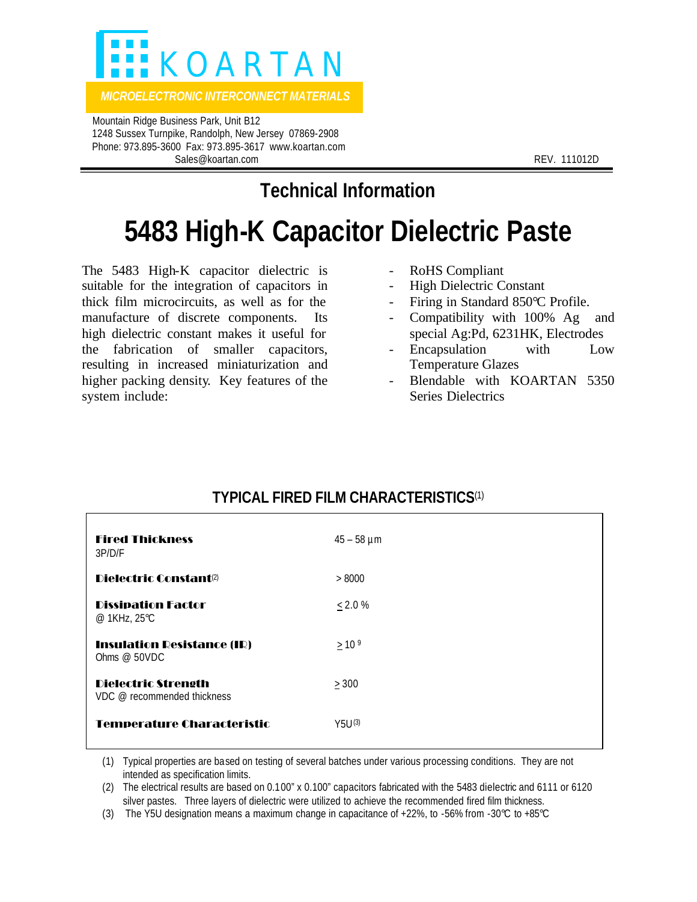KOARTAN

*MICROELECTRONIC INTERCONNECT MATERIALS*

Mountain Ridge Business Park, Unit B12
1248 Sussex Turnpike, Randolph, New Jersey 07869-2908
Phone: 973.895-3600 Fax: 973.895-3617 www.koartan.com
Sales@koartan.com

REV. 111012D

## Technical Information

# 5483 High-K Capacitor Dielectric Paste

The 5483 High-K capacitor dielectric is suitable for the integration of capacitors in thick film microcircuits, as well as for the manufacture of discrete components. Its high dielectric constant makes it useful for the fabrication of smaller capacitors, resulting in increased miniaturization and higher packing density. Key features of the system include:

- RoHS Compliant
- High Dielectric Constant
- Firing in Standard 850°C Profile.
- Compatibility with 100% Ag and special Ag:Pd, 6231HK, Electrodes
- Encapsulation with Low Temperature Glazes
- Blendable with KOARTAN 5350 Series Dielectrics

### TYPICAL FIRED FILM CHARACTERISTICS(1)

| Property | Value |
|---|---|
| **Fired Thickness** 3P/D/F | 45 – 58 µm |
| **Dielectric Constant**(2) | > 8000 |
| **Dissipation Factor** @ 1KHz, 25°C | ≤ 2.0 % |
| **Insulation Resistance (IR)** Ohms @ 50VDC | ≥ $10^9$ |
| **Dielectric Strength** VDC @ recommended thickness | ≥ 300 |
| **Temperature Characteristic** | Y5U(3) |

(1) Typical properties are based on testing of several batches under various processing conditions. They are not intended as specification limits.

(2) The electrical results are based on 0.100" x 0.100" capacitors fabricated with the 5483 dielectric and 6111 or 6120 silver pastes. Three layers of dielectric were utilized to achieve the recommended fired film thickness.

(3) The Y5U designation means a maximum change in capacitance of +22%, to -56% from -30°C to +85°C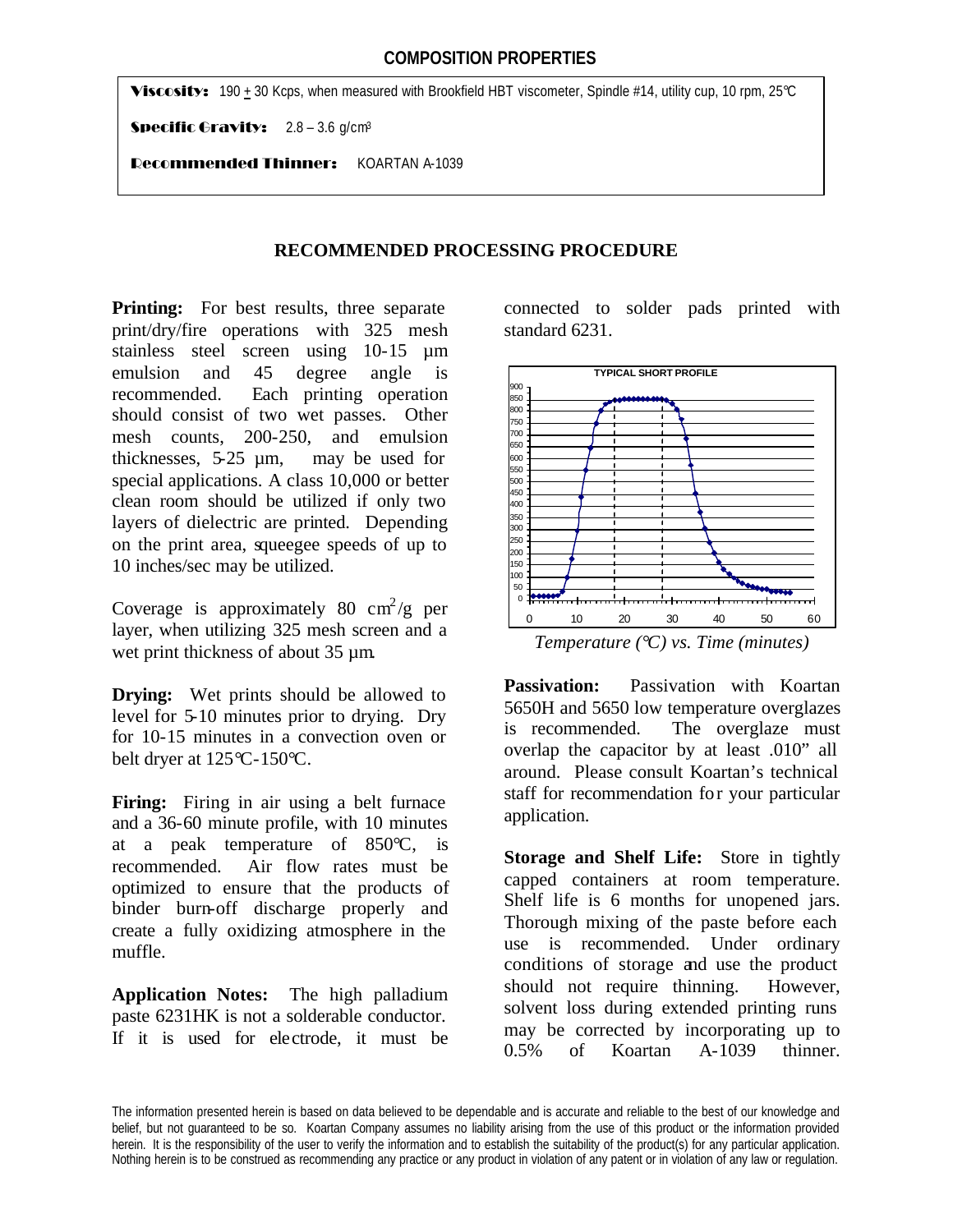## COMPOSITION PROPERTIES

**Viscosity:** 190 ± 30 Kcps, when measured with Brookfield HBT viscometer, Spindle #14, utility cup, 10 rpm, 25°C

**Specific Gravity:** 2.8 – 3.6 g/cm³

**Recommended Thinner:** KOARTAN A-1039

## RECOMMENDED PROCESSING PROCEDURE

**Printing:** For best results, three separate print/dry/fire operations with 325 mesh stainless steel screen using 10-15 µm emulsion and 45 degree angle is recommended. Each printing operation should consist of two wet passes. Other mesh counts, 200-250, and emulsion thicknesses, 5-25 µm, may be used for special applications. A class 10,000 or better clean room should be utilized if only two layers of dielectric are printed. Depending on the print area, squeegee speeds of up to 10 inches/sec may be utilized.

Coverage is approximately 80 $cm^2/g$ per layer, when utilizing 325 mesh screen and a wet print thickness of about 35 µm.

**Drying:** Wet prints should be allowed to level for 5-10 minutes prior to drying. Dry for 10-15 minutes in a convection oven or belt dryer at 125°C-150°C.

**Firing:** Firing in air using a belt furnace and a 36-60 minute profile, with 10 minutes at a peak temperature of 850°C, is recommended. Air flow rates must be optimized to ensure that the products of binder burn-off discharge properly and create a fully oxidizing atmosphere in the muffle.

**Application Notes:** The high palladium paste 6231HK is not a solderable conductor. If it is used for electrode, it must be connected to solder pads printed with standard 6231.

TYPICAL SHORT PROFILE

900
850
800
750
700
650
600
550
500
450
400
350
300
250
200
150
100
50
0

0 10 20 30 40 50 60

*Temperature (°C) vs. Time (minutes)*

**Passivation:** Passivation with Koartan 5650H and 5650 low temperature overglazes is recommended. The overglaze must overlap the capacitor by at least .010" all around. Please consult Koartan's technical staff for recommendation for your particular application.

**Storage and Shelf Life:** Store in tightly capped containers at room temperature. Shelf life is 6 months for unopened jars. Thorough mixing of the paste before each use is recommended. Under ordinary conditions of storage and use the product should not require thinning. However, solvent loss during extended printing runs may be corrected by incorporating up to 0.5% of Koartan A-1039 thinner.

The information presented herein is based on data believed to be dependable and is accurate and reliable to the best of our knowledge and belief, but not guaranteed to be so. Koartan Company assumes no liability arising from the use of this product or the information provided herein. It is the responsibility of the user to verify the information and to establish the suitability of the product(s) for any particular application. Nothing herein is to be construed as recommending any practice or any product in violation of any patent or in violation of any law or regulation.